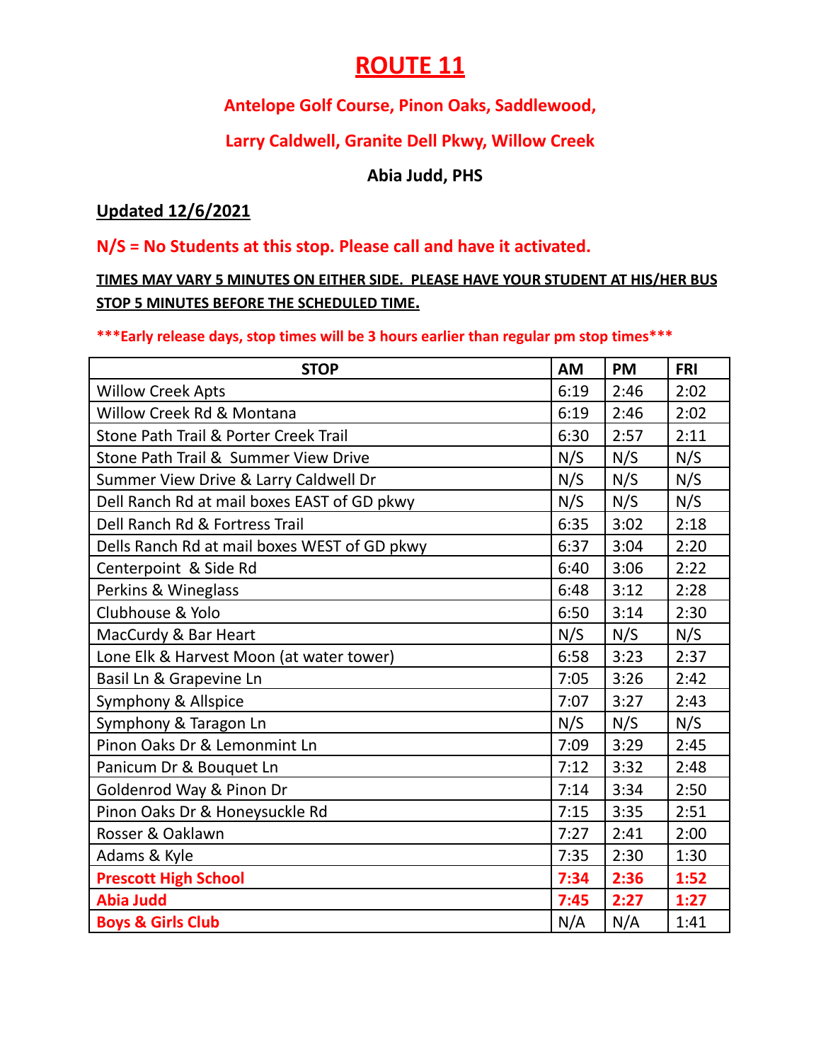# ROUTE 11

## Antelope Golf Course, Pinon Oaks, Saddlewood,

## Larry Caldwell, Granite Dell Pkwy, Willow Creek

### Abia Judd, PHS

**Updated 12/6/2021**

**N/S = No Students at this stop. Please call and have it activated.**

**TIMES MAY VARY 5 MINUTES ON EITHER SIDE. PLEASE HAVE YOUR STUDENT AT HIS/HER BUS STOP 5 MINUTES BEFORE THE SCHEDULED TIME.**

*****Early release days, stop times will be 3 hours earlier than regular pm stop times*****

| STOP | AM | PM | FRI |
|---|---|---|---|
| Willow Creek Apts | 6:19 | 2:46 | 2:02 |
| Willow Creek Rd & Montana | 6:19 | 2:46 | 2:02 |
| Stone Path Trail & Porter Creek Trail | 6:30 | 2:57 | 2:11 |
| Stone Path Trail & Summer View Drive | N/S | N/S | N/S |
| Summer View Drive & Larry Caldwell Dr | N/S | N/S | N/S |
| Dell Ranch Rd at mail boxes EAST of GD pkwy | N/S | N/S | N/S |
| Dell Ranch Rd & Fortress Trail | 6:35 | 3:02 | 2:18 |
| Dells Ranch Rd at mail boxes WEST of GD pkwy | 6:37 | 3:04 | 2:20 |
| Centerpoint & Side Rd | 6:40 | 3:06 | 2:22 |
| Perkins & Wineglass | 6:48 | 3:12 | 2:28 |
| Clubhouse & Yolo | 6:50 | 3:14 | 2:30 |
| MacCurdy & Bar Heart | N/S | N/S | N/S |
| Lone Elk & Harvest Moon (at water tower) | 6:58 | 3:23 | 2:37 |
| Basil Ln & Grapevine Ln | 7:05 | 3:26 | 2:42 |
| Symphony & Allspice | 7:07 | 3:27 | 2:43 |
| Symphony & Taragon Ln | N/S | N/S | N/S |
| Pinon Oaks Dr & Lemonmint Ln | 7:09 | 3:29 | 2:45 |
| Panicum Dr & Bouquet Ln | 7:12 | 3:32 | 2:48 |
| Goldenrod Way & Pinon Dr | 7:14 | 3:34 | 2:50 |
| Pinon Oaks Dr & Honeysuckle Rd | 7:15 | 3:35 | 2:51 |
| Rosser & Oaklawn | 7:27 | 2:41 | 2:00 |
| Adams & Kyle | 7:35 | 2:30 | 1:30 |
| **Prescott High School** | **7:34** | **2:36** | **1:52** |
| **Abia Judd** | **7:45** | **2:27** | **1:27** |
| **Boys & Girls Club** | N/A | N/A | 1:41 |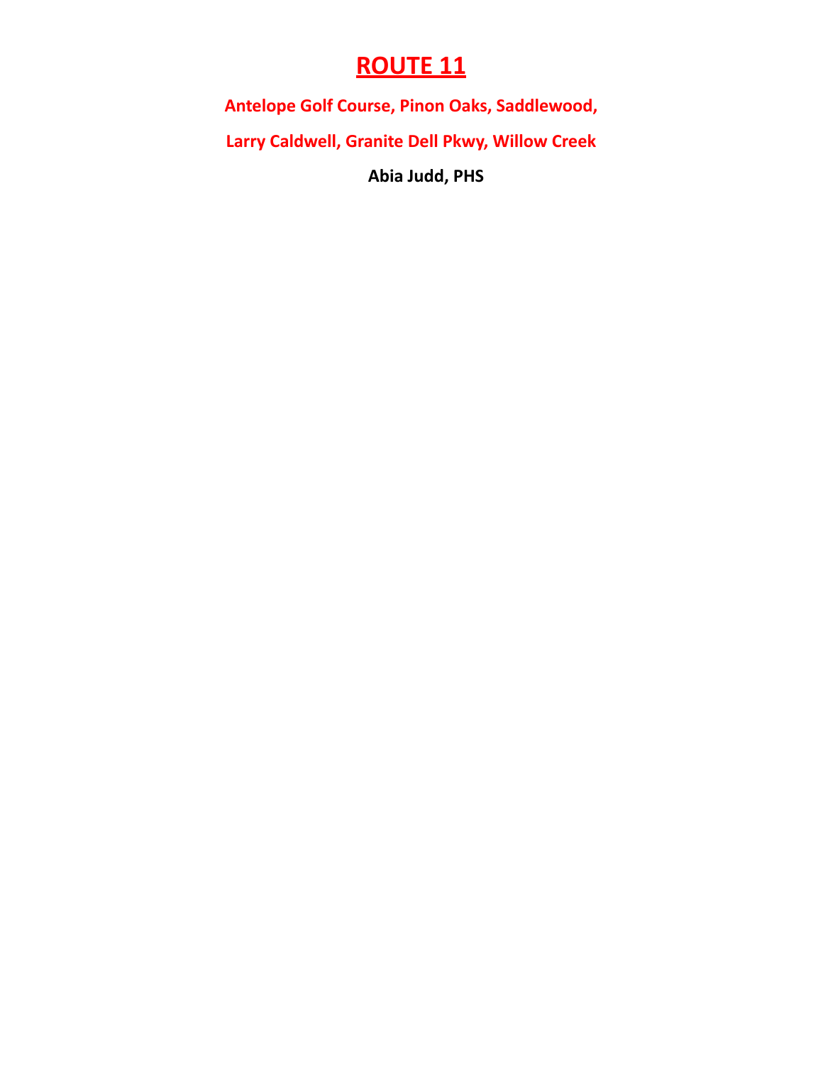# ROUTE 11

**Antelope Golf Course, Pinon Oaks, Saddlewood,**

**Larry Caldwell, Granite Dell Pkwy, Willow Creek**

**Abia Judd, PHS**